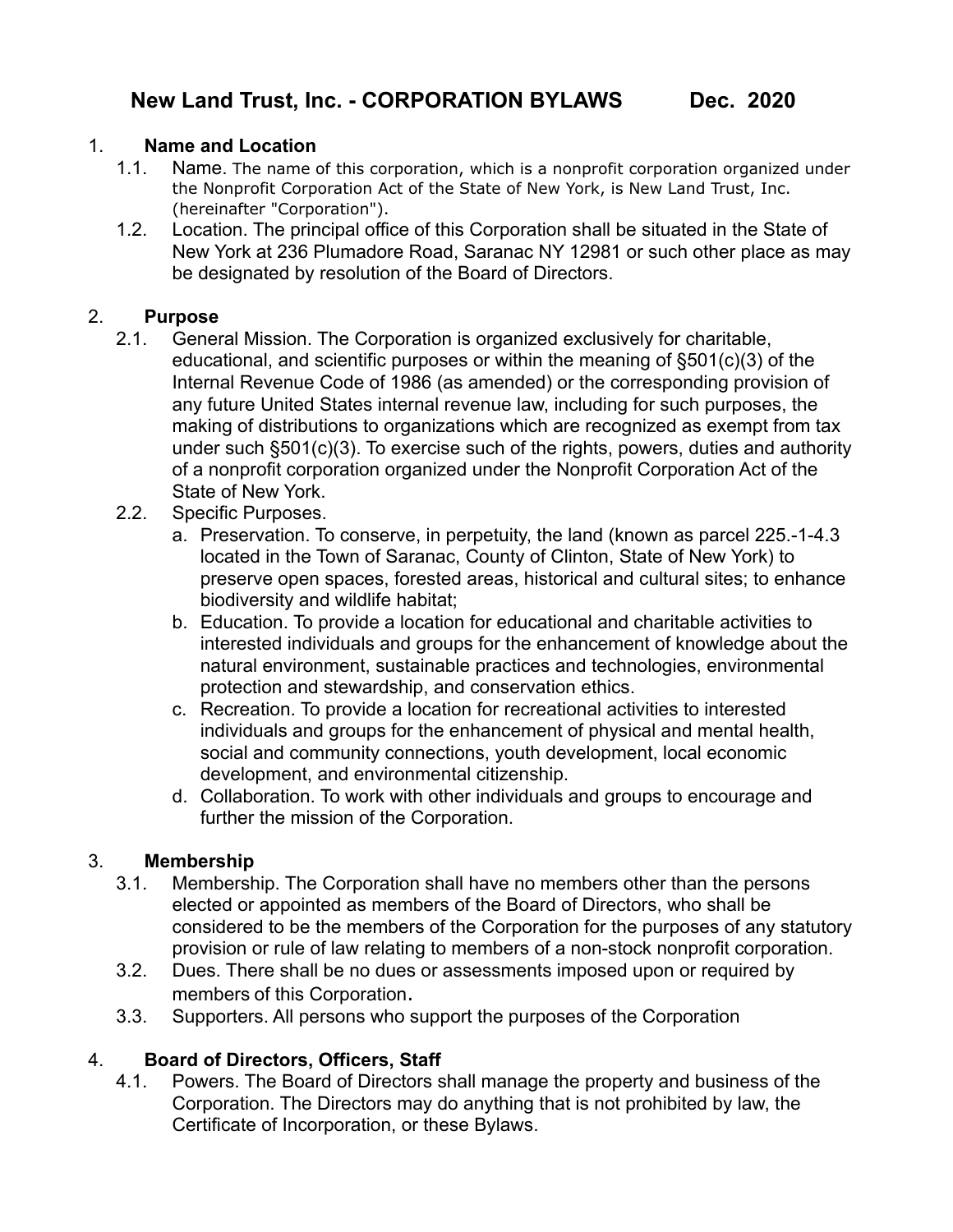# New Land Trust, Inc. - CORPORATION BYLAWS Dec. 2020

## 1. Name and Location

1.1. Name. The name of this corporation, which is a nonprofit corporation organized under the Nonprofit Corporation Act of the State of New York, is New Land Trust, Inc. (hereinafter "Corporation").

1.2. Location. The principal office of this Corporation shall be situated in the State of New York at 236 Plumadore Road, Saranac NY 12981 or such other place as may be designated by resolution of the Board of Directors.

## 2. Purpose

2.1. General Mission. The Corporation is organized exclusively for charitable, educational, and scientific purposes or within the meaning of §501(c)(3) of the Internal Revenue Code of 1986 (as amended) or the corresponding provision of any future United States internal revenue law, including for such purposes, the making of distributions to organizations which are recognized as exempt from tax under such §501(c)(3). To exercise such of the rights, powers, duties and authority of a nonprofit corporation organized under the Nonprofit Corporation Act of the State of New York.

2.2. Specific Purposes.

a. Preservation. To conserve, in perpetuity, the land (known as parcel 225.-1-4.3 located in the Town of Saranac, County of Clinton, State of New York) to preserve open spaces, forested areas, historical and cultural sites; to enhance biodiversity and wildlife habitat;

b. Education. To provide a location for educational and charitable activities to interested individuals and groups for the enhancement of knowledge about the natural environment, sustainable practices and technologies, environmental protection and stewardship, and conservation ethics.

c. Recreation. To provide a location for recreational activities to interested individuals and groups for the enhancement of physical and mental health, social and community connections, youth development, local economic development, and environmental citizenship.

d. Collaboration. To work with other individuals and groups to encourage and further the mission of the Corporation.

## 3. Membership

3.1. Membership. The Corporation shall have no members other than the persons elected or appointed as members of the Board of Directors, who shall be considered to be the members of the Corporation for the purposes of any statutory provision or rule of law relating to members of a non-stock nonprofit corporation.

3.2. Dues. There shall be no dues or assessments imposed upon or required by members of this Corporation.

3.3. Supporters. All persons who support the purposes of the Corporation

## 4. Board of Directors, Officers, Staff

4.1. Powers. The Board of Directors shall manage the property and business of the Corporation. The Directors may do anything that is not prohibited by law, the Certificate of Incorporation, or these Bylaws.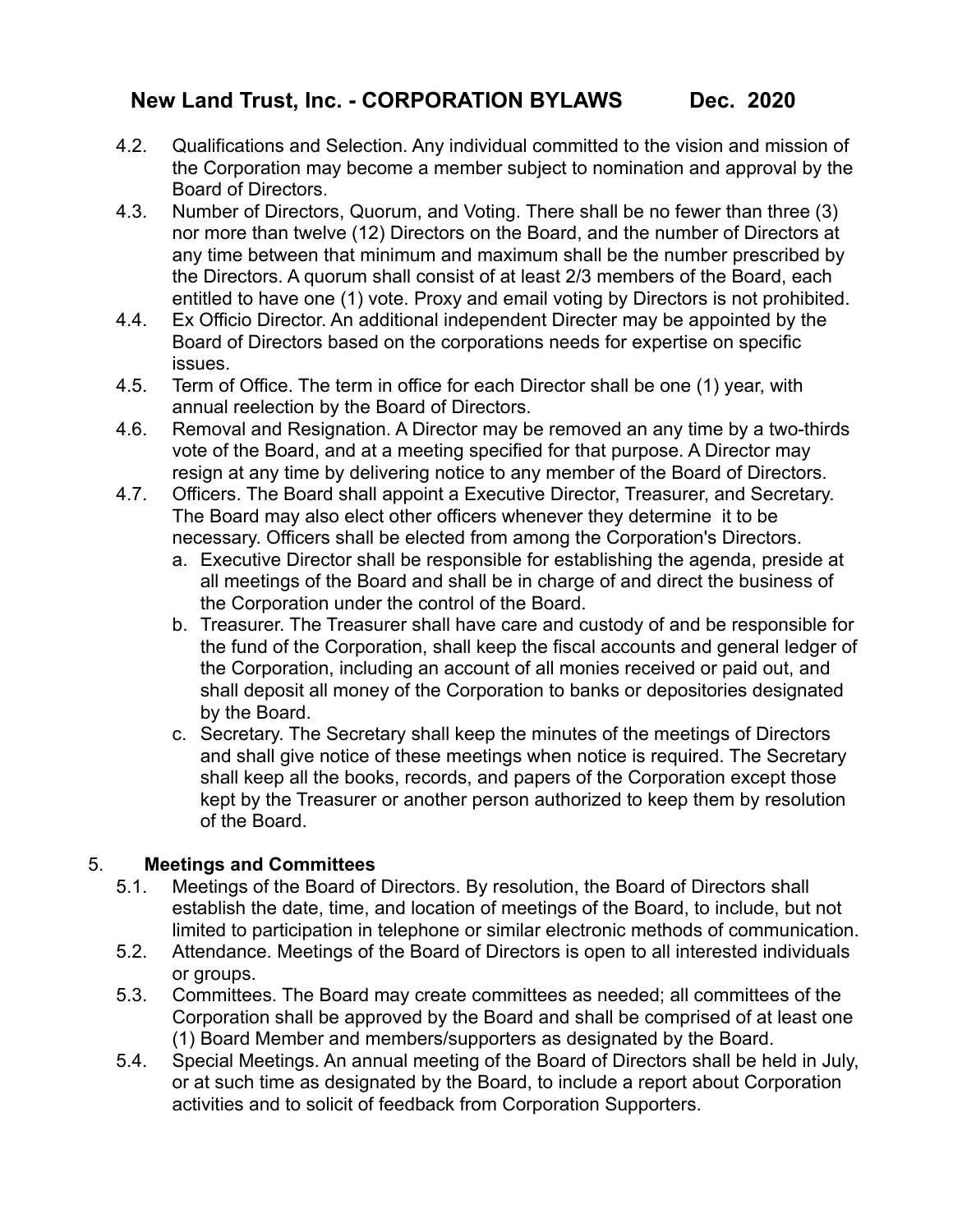4.2. Qualifications and Selection. Any individual committed to the vision and mission of the Corporation may become a member subject to nomination and approval by the Board of Directors.

4.3. Number of Directors, Quorum, and Voting. There shall be no fewer than three (3) nor more than twelve (12) Directors on the Board, and the number of Directors at any time between that minimum and maximum shall be the number prescribed by the Directors. A quorum shall consist of at least 2/3 members of the Board, each entitled to have one (1) vote. Proxy and email voting by Directors is not prohibited.

4.4. Ex Officio Director. An additional independent Directer may be appointed by the Board of Directors based on the corporations needs for expertise on specific issues.

4.5. Term of Office. The term in office for each Director shall be one (1) year, with annual reelection by the Board of Directors.

4.6. Removal and Resignation. A Director may be removed an any time by a two-thirds vote of the Board, and at a meeting specified for that purpose. A Director may resign at any time by delivering notice to any member of the Board of Directors.

4.7. Officers. The Board shall appoint a Executive Director, Treasurer, and Secretary. The Board may also elect other officers whenever they determine it to be necessary. Officers shall be elected from among the Corporation's Directors.

   a. Executive Director shall be responsible for establishing the agenda, preside at all meetings of the Board and shall be in charge of and direct the business of the Corporation under the control of the Board.
   b. Treasurer. The Treasurer shall have care and custody of and be responsible for the fund of the Corporation, shall keep the fiscal accounts and general ledger of the Corporation, including an account of all monies received or paid out, and shall deposit all money of the Corporation to banks or depositories designated by the Board.
   c. Secretary. The Secretary shall keep the minutes of the meetings of Directors and shall give notice of these meetings when notice is required. The Secretary shall keep all the books, records, and papers of the Corporation except those kept by the Treasurer or another person authorized to keep them by resolution of the Board.

## 5. **Meetings and Committees**

5.1. Meetings of the Board of Directors. By resolution, the Board of Directors shall establish the date, time, and location of meetings of the Board, to include, but not limited to participation in telephone or similar electronic methods of communication.

5.2. Attendance. Meetings of the Board of Directors is open to all interested individuals or groups.

5.3. Committees. The Board may create committees as needed; all committees of the Corporation shall be approved by the Board and shall be comprised of at least one (1) Board Member and members/supporters as designated by the Board.

5.4. Special Meetings. An annual meeting of the Board of Directors shall be held in July, or at such time as designated by the Board, to include a report about Corporation activities and to solicit of feedback from Corporation Supporters.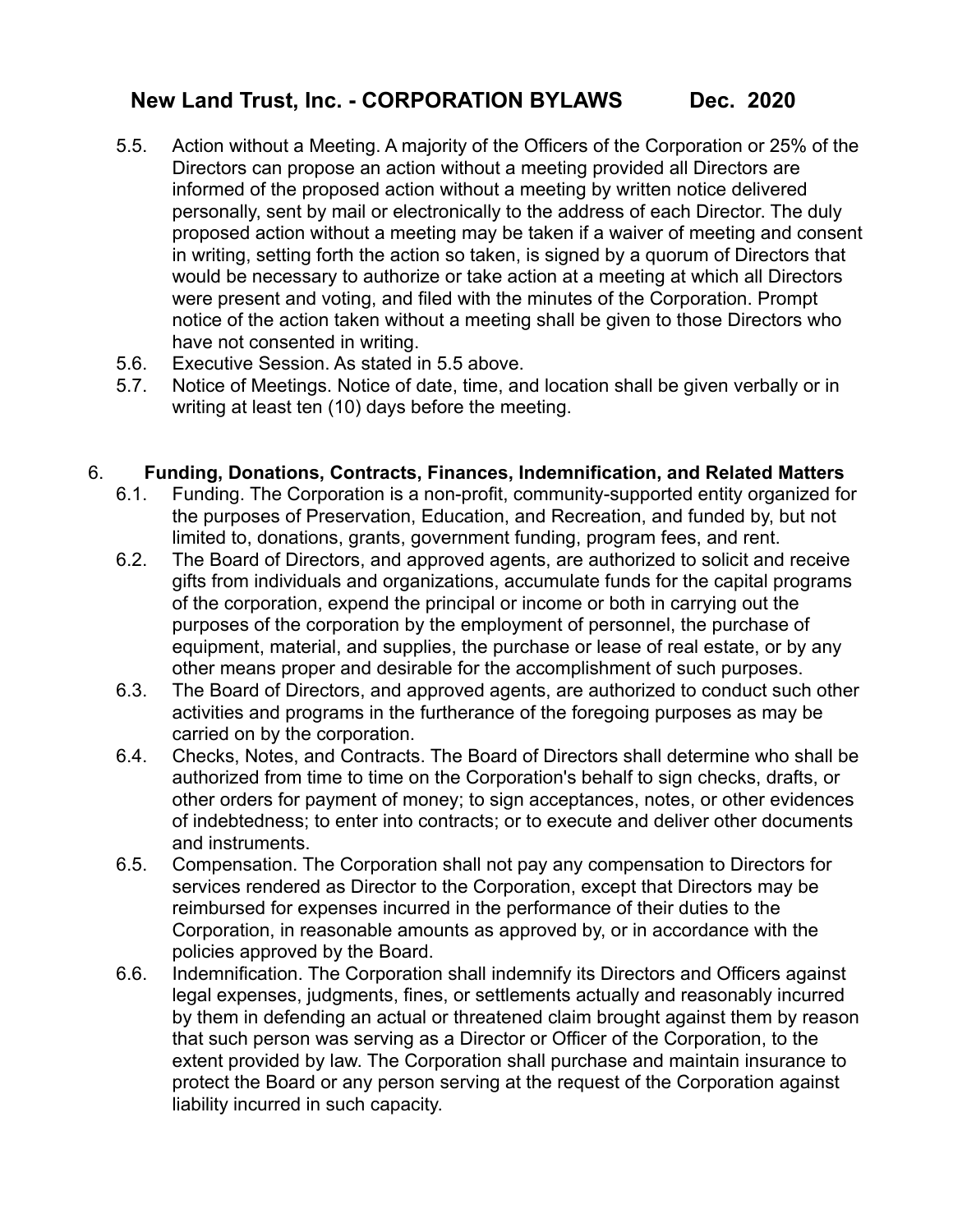5.5. Action without a Meeting. A majority of the Officers of the Corporation or 25% of the Directors can propose an action without a meeting provided all Directors are informed of the proposed action without a meeting by written notice delivered personally, sent by mail or electronically to the address of each Director. The duly proposed action without a meeting may be taken if a waiver of meeting and consent in writing, setting forth the action so taken, is signed by a quorum of Directors that would be necessary to authorize or take action at a meeting at which all Directors were present and voting, and filed with the minutes of the Corporation. Prompt notice of the action taken without a meeting shall be given to those Directors who have not consented in writing.

5.6. Executive Session. As stated in 5.5 above.

5.7. Notice of Meetings. Notice of date, time, and location shall be given verbally or in writing at least ten (10) days before the meeting.

## 6. **Funding, Donations, Contracts, Finances, Indemnification, and Related Matters**

6.1. Funding. The Corporation is a non-profit, community-supported entity organized for the purposes of Preservation, Education, and Recreation, and funded by, but not limited to, donations, grants, government funding, program fees, and rent.

6.2. The Board of Directors, and approved agents, are authorized to solicit and receive gifts from individuals and organizations, accumulate funds for the capital programs of the corporation, expend the principal or income or both in carrying out the purposes of the corporation by the employment of personnel, the purchase of equipment, material, and supplies, the purchase or lease of real estate, or by any other means proper and desirable for the accomplishment of such purposes.

6.3. The Board of Directors, and approved agents, are authorized to conduct such other activities and programs in the furtherance of the foregoing purposes as may be carried on by the corporation.

6.4. Checks, Notes, and Contracts. The Board of Directors shall determine who shall be authorized from time to time on the Corporation's behalf to sign checks, drafts, or other orders for payment of money; to sign acceptances, notes, or other evidences of indebtedness; to enter into contracts; or to execute and deliver other documents and instruments.

6.5. Compensation. The Corporation shall not pay any compensation to Directors for services rendered as Director to the Corporation, except that Directors may be reimbursed for expenses incurred in the performance of their duties to the Corporation, in reasonable amounts as approved by, or in accordance with the policies approved by the Board.

6.6. Indemnification. The Corporation shall indemnify its Directors and Officers against legal expenses, judgments, fines, or settlements actually and reasonably incurred by them in defending an actual or threatened claim brought against them by reason that such person was serving as a Director or Officer of the Corporation, to the extent provided by law. The Corporation shall purchase and maintain insurance to protect the Board or any person serving at the request of the Corporation against liability incurred in such capacity.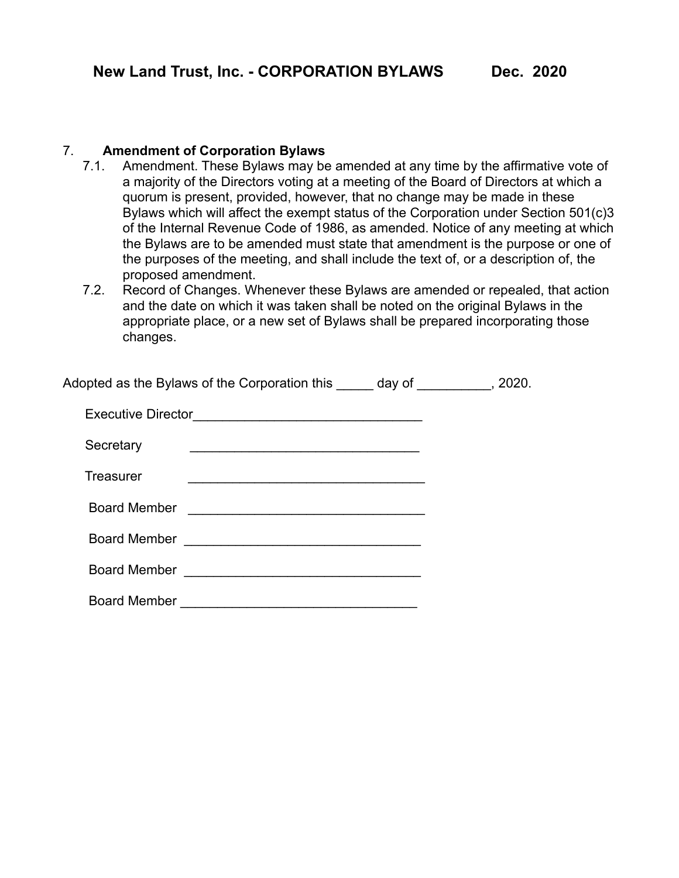7. **Amendment of Corporation Bylaws**

   7.1. Amendment. These Bylaws may be amended at any time by the affirmative vote of a majority of the Directors voting at a meeting of the Board of Directors at which a quorum is present, provided, however, that no change may be made in these Bylaws which will affect the exempt status of the Corporation under Section 501(c)3 of the Internal Revenue Code of 1986, as amended. Notice of any meeting at which the Bylaws are to be amended must state that amendment is the purpose or one of the purposes of the meeting, and shall include the text of, or a description of, the proposed amendment.

   7.2. Record of Changes. Whenever these Bylaws are amended or repealed, that action and the date on which it was taken shall be noted on the original Bylaws in the appropriate place, or a new set of Bylaws shall be prepared incorporating those changes.

Adopted as the Bylaws of the Corporation this _____ day of __________, 2020.

Executive Director_______________________________

Secretary _______________________________

Treasurer _______________________________

Board Member _______________________________

Board Member _______________________________

Board Member _______________________________

Board Member _______________________________